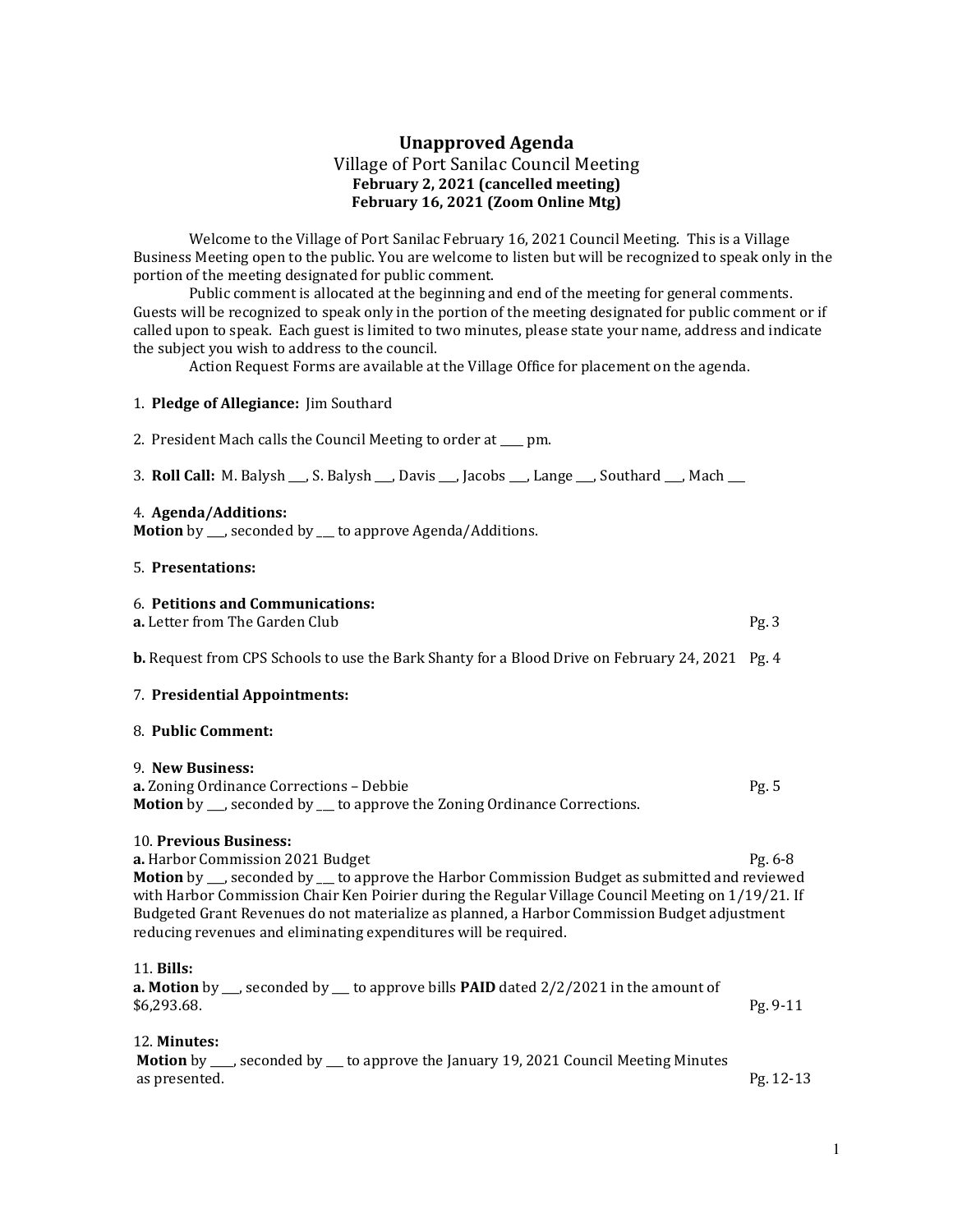# Unapproved Agenda

Village of Port Sanilac Council Meeting

**February 2, 2021 (cancelled meeting)**

**February 16, 2021 (Zoom Online Mtg)**

Welcome to the Village of Port Sanilac February 16, 2021 Council Meeting. This is a Village Business Meeting open to the public. You are welcome to listen but will be recognized to speak only in the portion of the meeting designated for public comment.

Public comment is allocated at the beginning and end of the meeting for general comments. Guests will be recognized to speak only in the portion of the meeting designated for public comment or if called upon to speak. Each guest is limited to two minutes, please state your name, address and indicate the subject you wish to address to the council.

Action Request Forms are available at the Village Office for placement on the agenda.

1. **Pledge of Allegiance:** Jim Southard

2. President Mach calls the Council Meeting to order at ____ pm.

3. **Roll Call:** M. Balysh ___, S. Balysh ___, Davis ___, Jacobs ___, Lange ___, Southard ___, Mach ___

4. **Agenda/Additions:**
**Motion** by ___, seconded by ___ to approve Agenda/Additions.

5. **Presentations:**

6. **Petitions and Communications:**
**a.** Letter from The Garden Club — Pg. 3

**b.** Request from CPS Schools to use the Bark Shanty for a Blood Drive on February 24, 2021 — Pg. 4

7. **Presidential Appointments:**

8. **Public Comment:**

9. **New Business:**
**a.** Zoning Ordinance Corrections – Debbie — Pg. 5
**Motion** by ___, seconded by ___ to approve the Zoning Ordinance Corrections.

10. **Previous Business:**
**a.** Harbor Commission 2021 Budget — Pg. 6-8
**Motion** by ___, seconded by ___ to approve the Harbor Commission Budget as submitted and reviewed with Harbor Commission Chair Ken Poirier during the Regular Village Council Meeting on 1/19/21. If Budgeted Grant Revenues do not materialize as planned, a Harbor Commission Budget adjustment reducing revenues and eliminating expenditures will be required.

11. **Bills:**
**a. Motion** by ___, seconded by ___ to approve bills **PAID** dated 2/2/2021 in the amount of $6,293.68. — Pg. 9-11

12. **Minutes:**
**Motion** by ____, seconded by ___ to approve the January 19, 2021 Council Meeting Minutes as presented. — Pg. 12-13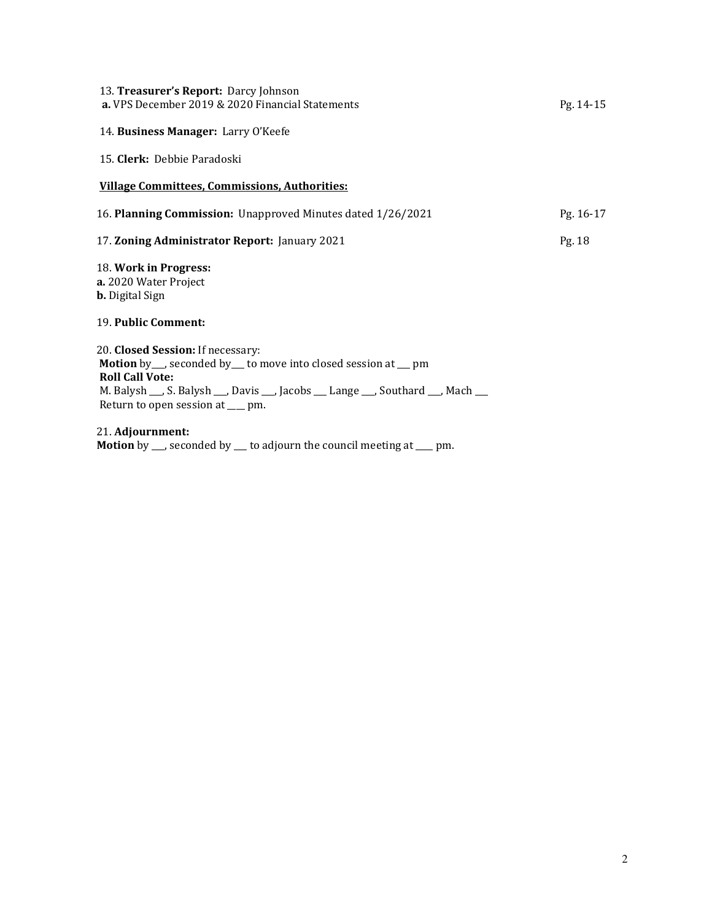13. **Treasurer's Report:** Darcy Johnson
**a.** VPS December 2019 & 2020 Financial Statements — Pg. 14-15

14. **Business Manager:** Larry O'Keefe

15. **Clerk:** Debbie Paradoski

**Village Committees, Commissions, Authorities:**

16. **Planning Commission:** Unapproved Minutes dated 1/26/2021 — Pg. 16-17

17. **Zoning Administrator Report:** January 2021 — Pg. 18

18. **Work in Progress:**
**a.** 2020 Water Project
**b.** Digital Sign

19. **Public Comment:**

20. **Closed Session:** If necessary:
**Motion** by___, seconded by___ to move into closed session at ___ pm
**Roll Call Vote:**
M. Balysh ___, S. Balysh ___, Davis ___, Jacobs ___ Lange ___, Southard ___, Mach ___
Return to open session at ____ pm.

21. **Adjournment:**
**Motion** by ___, seconded by ___ to adjourn the council meeting at ____ pm.